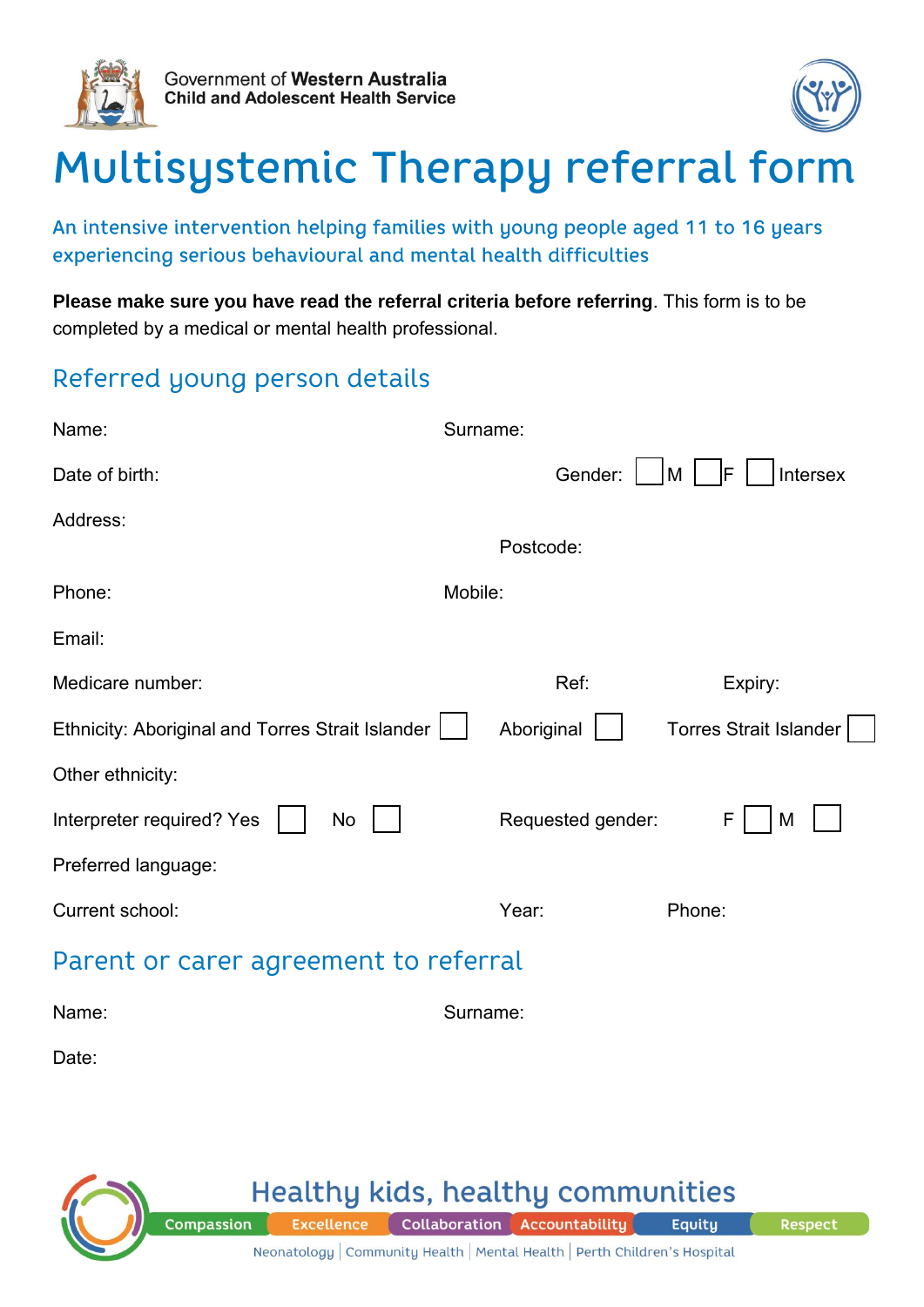Government of **Western Australia**
**Child and Adolescent Health Service**

# Multisystemic Therapy referral form

An intensive intervention helping families with young people aged 11 to 16 years experiencing serious behavioural and mental health difficulties

**Please make sure you have read the referral criteria before referring**. This form is to be completed by a medical or mental health professional.

## Referred young person details

Name: Surname:

Date of birth: Gender: ☐ M ☐ F ☐ Intersex

Address:

Postcode:

Phone: Mobile:

Email:

Medicare number: Ref: Expiry:

Ethnicity: Aboriginal and Torres Strait Islander ☐ Aboriginal ☐ Torres Strait Islander ☐

Other ethnicity:

Interpreter required? Yes ☐ No ☐ Requested gender: F ☐ M ☐

Preferred language:

Current school: Year: Phone:

## Parent or carer agreement to referral

Name: Surname:

Date:

Healthy kids, healthy communities

Compassion | Excellence | Collaboration | Accountability | Equity | Respect

Neonatology | Community Health | Mental Health | Perth Children's Hospital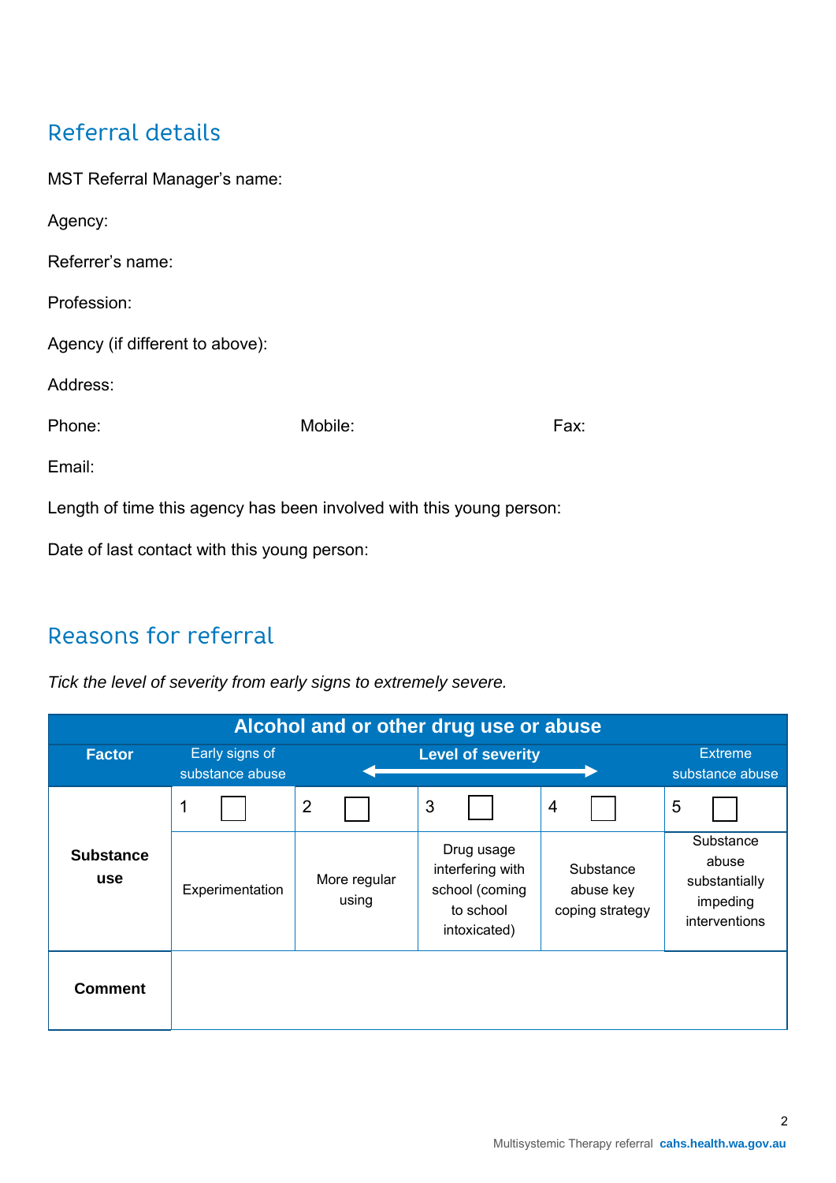## Referral details

MST Referral Manager's name:

Agency:

Referrer's name:

Profession:

Agency (if different to above):

Address:

Phone: Mobile: Fax:

Email:

Length of time this agency has been involved with this young person:

Date of last contact with this young person:

## Reasons for referral

*Tick the level of severity from early signs to extremely severe.*

| Alcohol and or other drug use or abuse | | | | | |
|---|---|---|---|---|---|
| **Factor** | Early signs of substance abuse | **Level of severity** ⟷ | | | Extreme substance abuse |
| **Substance use** | 1 ☐ | 2 ☐ | 3 ☐ | 4 ☐ | 5 ☐ |
| | Experimentation | More regular using | Drug usage interfering with school (coming to school intoxicated) | Substance abuse key coping strategy | Substance abuse substantially impeding interventions |
| **Comment** | | | | | |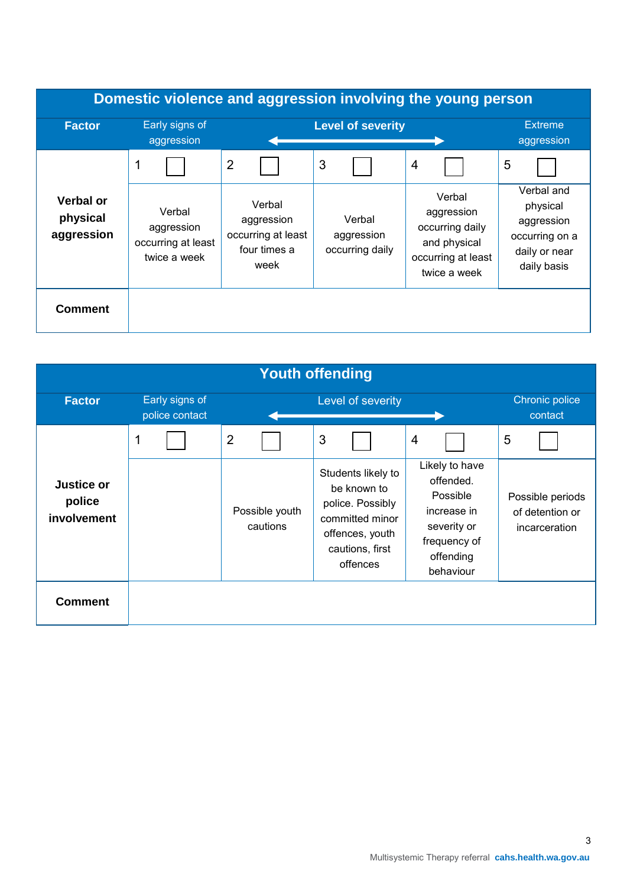## Domestic violence and aggression involving the young person

| Factor | Early signs of aggression | Level of severity ⟷ | | | Extreme aggression |
|---|---|---|---|---|---|
| | 1 ☐ | 2 ☐ | 3 ☐ | 4 ☐ | 5 ☐ |
| **Verbal or physical aggression** | Verbal aggression occurring at least twice a week | Verbal aggression occurring at least four times a week | Verbal aggression occurring daily | Verbal aggression occurring daily and physical occurring at least twice a week | Verbal and physical aggression occurring on a daily or near daily basis |
| **Comment** | | | | | |

## Youth offending

| Factor | Early signs of police contact | Level of severity ⟷ | | | Chronic police contact |
|---|---|---|---|---|---|
| | 1 ☐ | 2 ☐ | 3 ☐ | 4 ☐ | 5 ☐ |
| **Justice or police involvement** | | Possible youth cautions | Students likely to be known to police. Possibly committed minor offences, youth cautions, first offences | Likely to have offended. Possible increase in severity or frequency of offending behaviour | Possible periods of detention or incarceration |
| **Comment** | | | | | |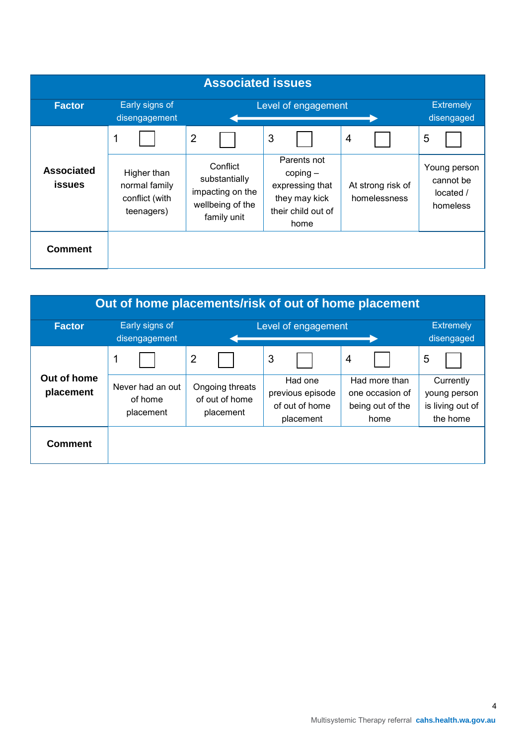| Associated issues | | | | | |
|---|---|---|---|---|---|
| **Factor** | Early signs of disengagement | Level of engagement ⟷ | | | Extremely disengaged |
| **Associated issues** | 1 ☐ | 2 ☐ | 3 ☐ | 4 ☐ | 5 ☐ |
| | Higher than normal family conflict (with teenagers) | Conflict substantially impacting on the wellbeing of the family unit | Parents not coping – expressing that they may kick their child out of home | At strong risk of homelessness | Young person cannot be located / homeless |
| **Comment** | | | | | |

| Out of home placements/risk of out of home placement | | | | | |
|---|---|---|---|---|---|
| **Factor** | Early signs of disengagement | Level of engagement ⟷ | | | Extremely disengaged |
| **Out of home placement** | 1 ☐ | 2 ☐ | 3 ☐ | 4 ☐ | 5 ☐ |
| | Never had an out of home placement | Ongoing threats of out of home placement | Had one previous episode of out of home placement | Had more than one occasion of being out of the home | Currently young person is living out of the home |
| **Comment** | | | | | |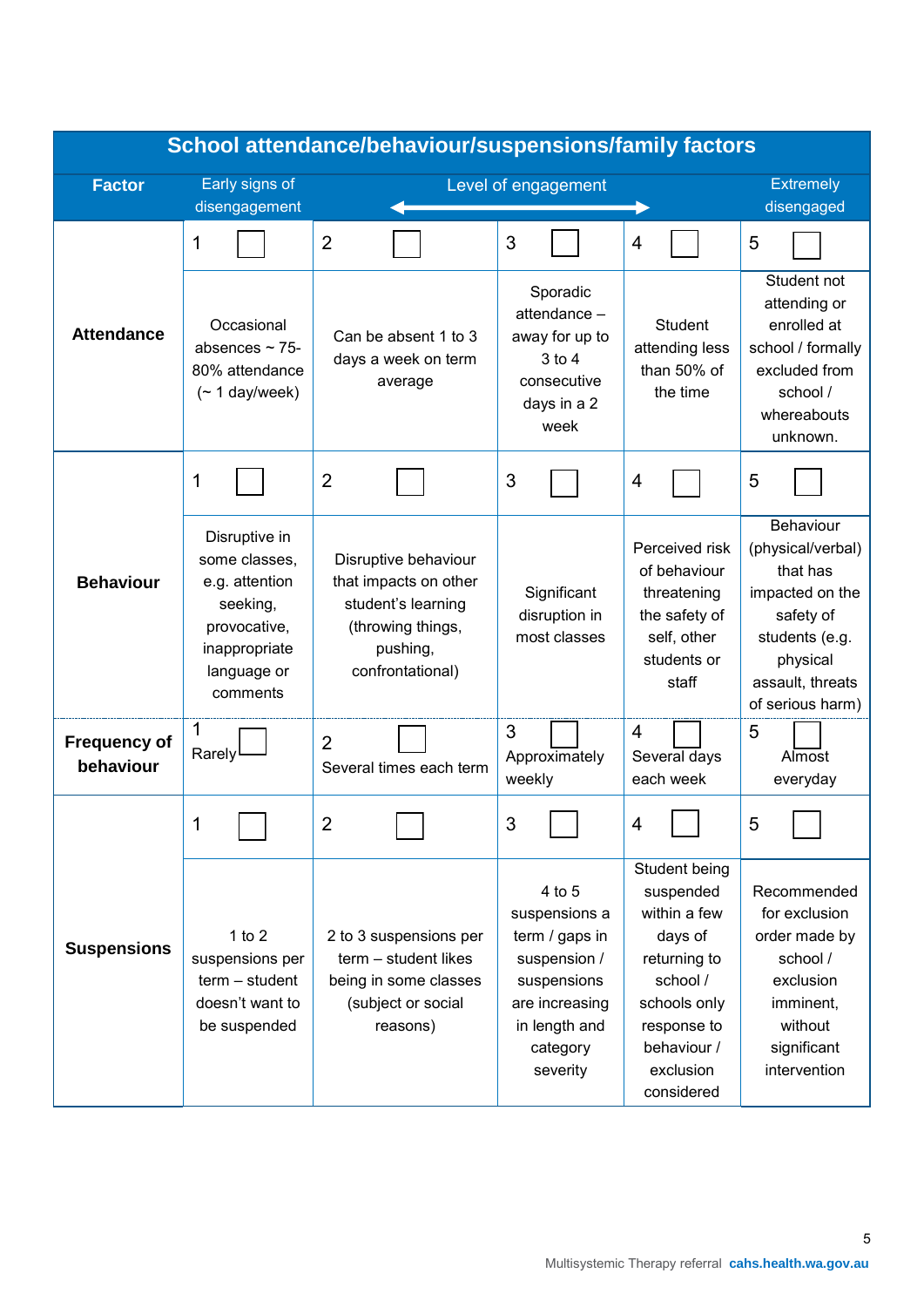| School attendance/behaviour/suspensions/family factors | | | | | |
|---|---|---|---|---|---|
| **Factor** | Early signs of disengagement | Level of engagement ⟷ | | | Extremely disengaged |
| **Attendance** | 1 ☐ | 2 ☐ | 3 ☐ | 4 ☐ | 5 ☐ |
| | Occasional absences ~ 75-80% attendance (~ 1 day/week) | Can be absent 1 to 3 days a week on term average | Sporadic attendance – away for up to 3 to 4 consecutive days in a 2 week | Student attending less than 50% of the time | Student not attending or enrolled at school / formally excluded from school / whereabouts unknown. |
| **Behaviour** | 1 ☐ | 2 ☐ | 3 ☐ | 4 ☐ | 5 ☐ |
| | Disruptive in some classes, e.g. attention seeking, provocative, inappropriate language or comments | Disruptive behaviour that impacts on other student's learning (throwing things, pushing, confrontational) | Significant disruption in most classes | Perceived risk of behaviour threatening the safety of self, other students or staff | Behaviour (physical/verbal) that has impacted on the safety of students (e.g. physical assault, threats of serious harm) |
| **Frequency of behaviour** | 1 ☐ Rarely | 2 ☐ Several times each term | 3 ☐ Approximately weekly | 4 ☐ Several days each week | 5 ☐ Almost everyday |
| **Suspensions** | 1 ☐ | 2 ☐ | 3 ☐ | 4 ☐ | 5 ☐ |
| | 1 to 2 suspensions per term – student doesn't want to be suspended | 2 to 3 suspensions per term – student likes being in some classes (subject or social reasons) | 4 to 5 suspensions a term / gaps in suspension / suspensions are increasing in length and category severity | Student being suspended within a few days of returning to school / schools only response to behaviour / exclusion considered | Recommended for exclusion order made by school / exclusion imminent, without significant intervention |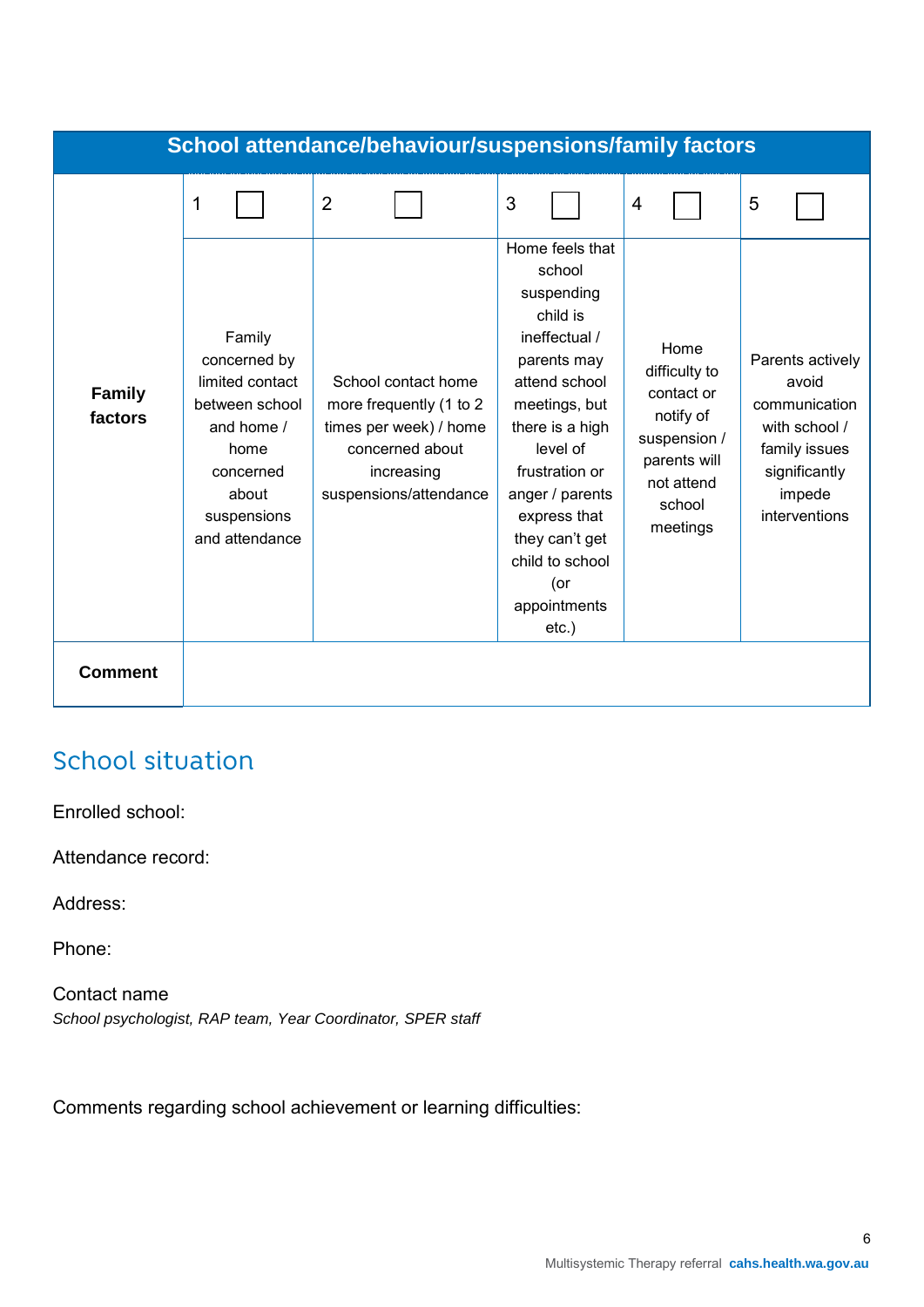| School attendance/behaviour/suspensions/family factors | | | | | |
|---|---|---|---|---|---|
| | 1 ☐ | 2 ☐ | 3 ☐ | 4 ☐ | 5 ☐ |
| **Family factors** | Family concerned by limited contact between school and home / home concerned about suspensions and attendance | School contact home more frequently (1 to 2 times per week) / home concerned about increasing suspensions/attendance | Home feels that school suspending child is ineffectual / parents may attend school meetings, but there is a high level of frustration or anger / parents express that they can't get child to school (or appointments etc.) | Home difficulty to contact or notify of suspension / parents will not attend school meetings | Parents actively avoid communication with school / family issues significantly impede interventions |
| **Comment** | | | | | |

## School situation

Enrolled school:

Attendance record:

Address:

Phone:

Contact name
*School psychologist, RAP team, Year Coordinator, SPER staff*

Comments regarding school achievement or learning difficulties: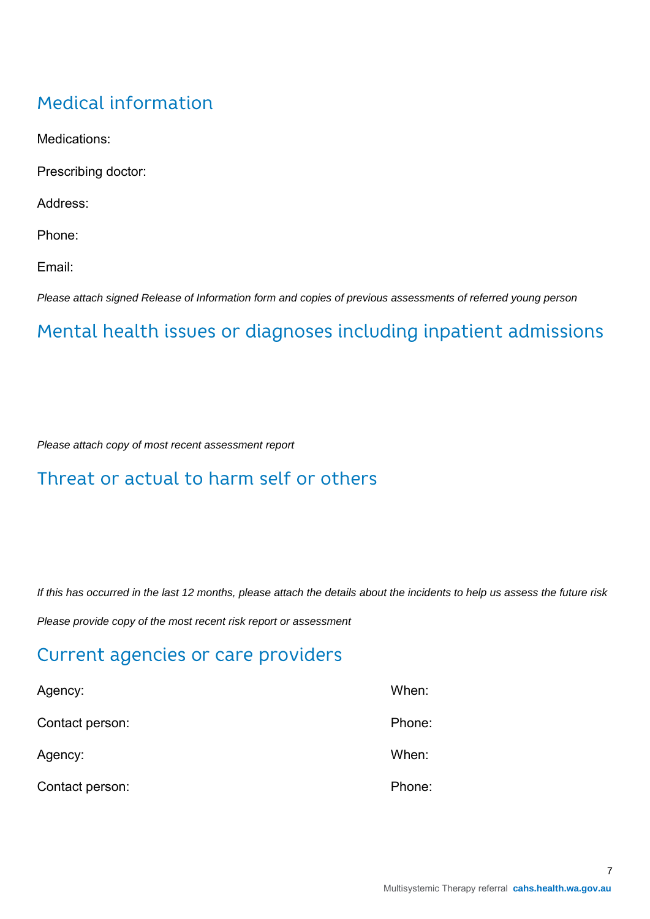## Medical information

Medications:

Prescribing doctor:

Address:

Phone:

Email:

*Please attach signed Release of Information form and copies of previous assessments of referred young person*

## Mental health issues or diagnoses including inpatient admissions

*Please attach copy of most recent assessment report*

## Threat or actual to harm self or others

*If this has occurred in the last 12 months, please attach the details about the incidents to help us assess the future risk*

*Please provide copy of the most recent risk report or assessment*

## Current agencies or care providers

| | |
|---|---|
| Agency: | When: |
| Contact person: | Phone: |
| Agency: | When: |
| Contact person: | Phone: |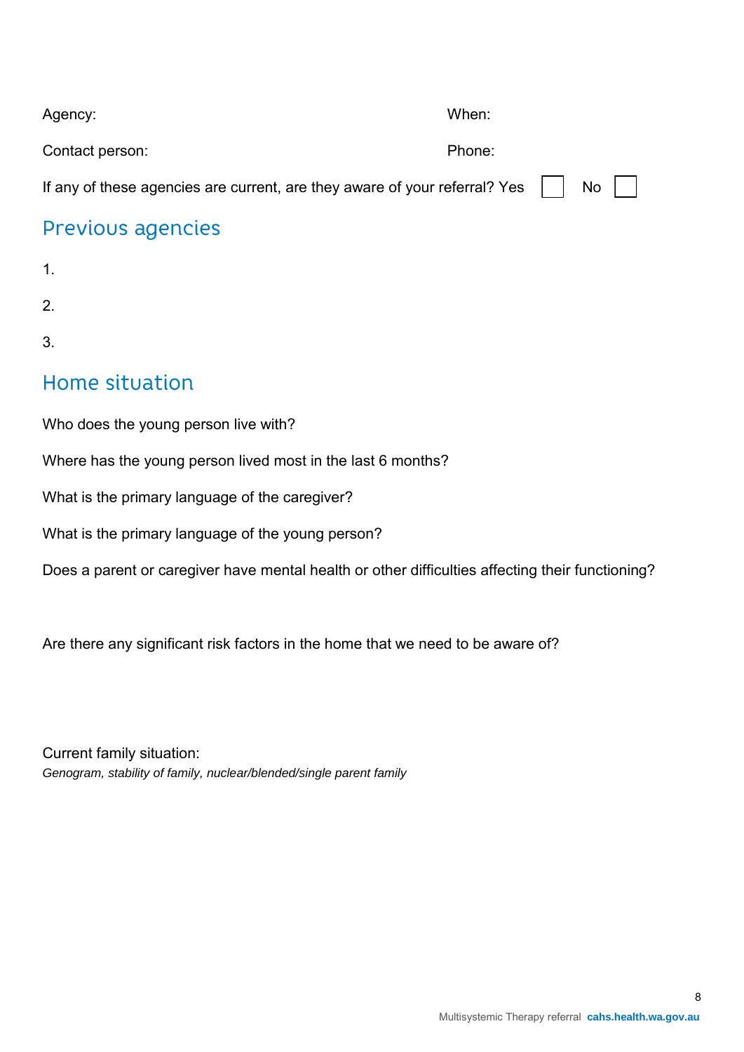Agency: When:

Contact person: Phone:

If any of these agencies are current, are they aware of your referral? Yes ☐ No ☐

## Previous agencies

1.

2.

3.

## Home situation

Who does the young person live with?

Where has the young person lived most in the last 6 months?

What is the primary language of the caregiver?

What is the primary language of the young person?

Does a parent or caregiver have mental health or other difficulties affecting their functioning?

Are there any significant risk factors in the home that we need to be aware of?

Current family situation:
*Genogram, stability of family, nuclear/blended/single parent family*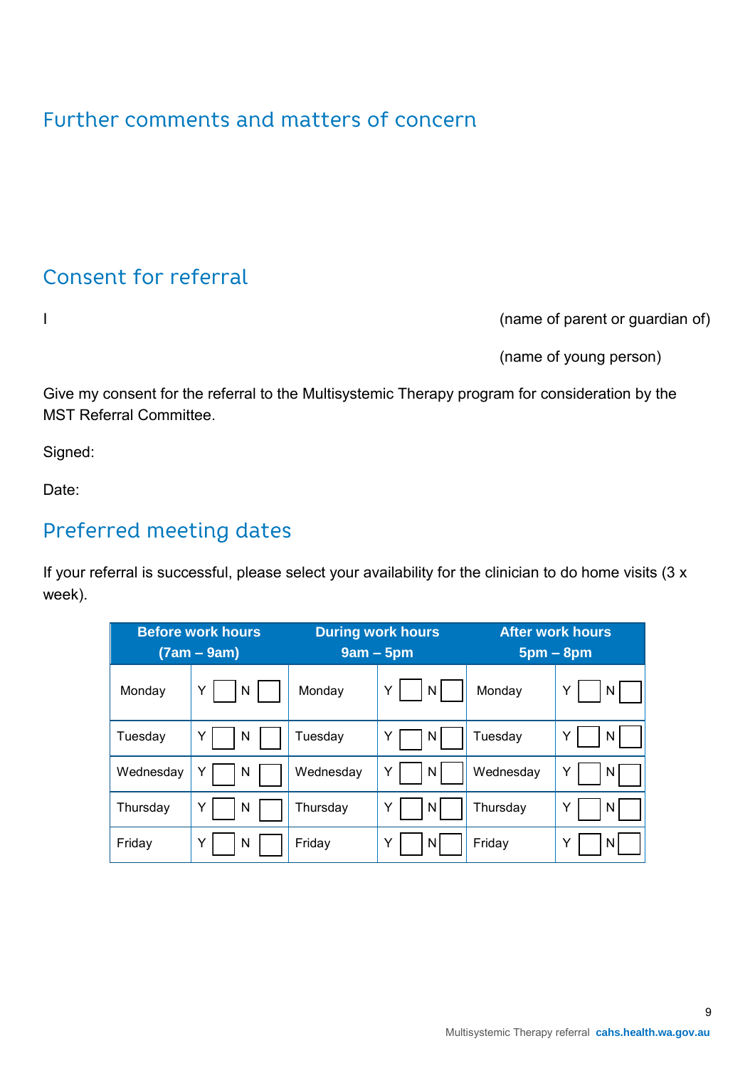## Further comments and matters of concern

## Consent for referral

I (name of parent or guardian of)

(name of young person)

Give my consent for the referral to the Multisystemic Therapy program for consideration by the MST Referral Committee.

Signed:

Date:

## Preferred meeting dates

If your referral is successful, please select your availability for the clinician to do home visits (3 x week).

| Before work hours (7am – 9am) | | During work hours 9am – 5pm | | After work hours 5pm – 8pm | |
|---|---|---|---|---|---|
| Monday | Y ☐ N ☐ | Monday | Y ☐ N ☐ | Monday | Y ☐ N ☐ |
| Tuesday | Y ☐ N ☐ | Tuesday | Y ☐ N ☐ | Tuesday | Y ☐ N ☐ |
| Wednesday | Y ☐ N ☐ | Wednesday | Y ☐ N ☐ | Wednesday | Y ☐ N ☐ |
| Thursday | Y ☐ N ☐ | Thursday | Y ☐ N ☐ | Thursday | Y ☐ N ☐ |
| Friday | Y ☐ N ☐ | Friday | Y ☐ N ☐ | Friday | Y ☐ N ☐ |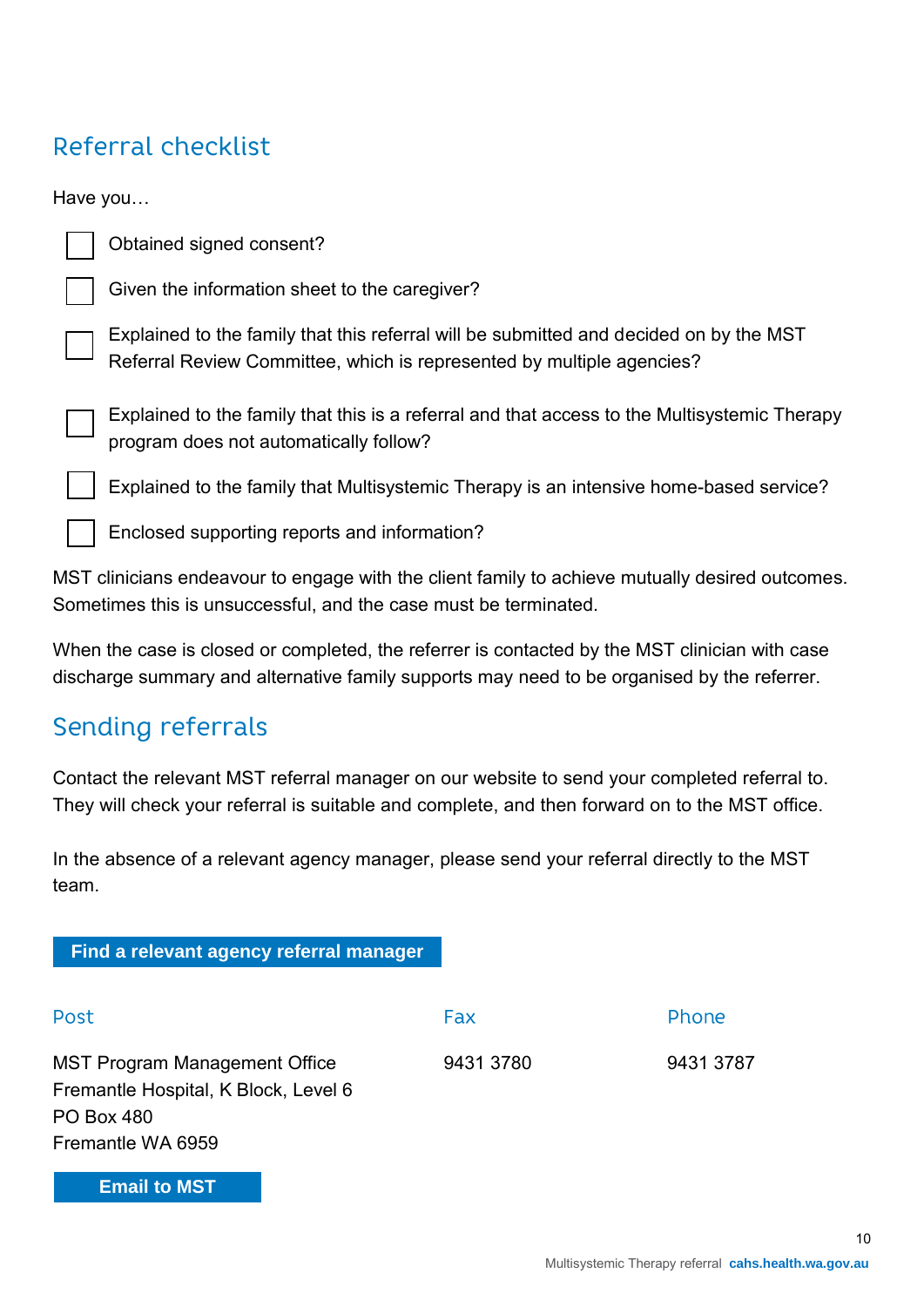## Referral checklist

Have you…

- [ ] Obtained signed consent?
- [ ] Given the information sheet to the caregiver?
- [ ] Explained to the family that this referral will be submitted and decided on by the MST Referral Review Committee, which is represented by multiple agencies?
- [ ] Explained to the family that this is a referral and that access to the Multisystemic Therapy program does not automatically follow?
- [ ] Explained to the family that Multisystemic Therapy is an intensive home-based service?
- [ ] Enclosed supporting reports and information?

MST clinicians endeavour to engage with the client family to achieve mutually desired outcomes. Sometimes this is unsuccessful, and the case must be terminated.

When the case is closed or completed, the referrer is contacted by the MST clinician with case discharge summary and alternative family supports may need to be organised by the referrer.

## Sending referrals

Contact the relevant MST referral manager on our website to send your completed referral to. They will check your referral is suitable and complete, and then forward on to the MST office.

In the absence of a relevant agency manager, please send your referral directly to the MST team.

**Find a relevant agency referral manager**

| Post | Fax | Phone |
|---|---|---|
| MST Program Management Office<br>Fremantle Hospital, K Block, Level 6<br>PO Box 480<br>Fremantle WA 6959 | 9431 3780 | 9431 3787 |

**Email to MST**